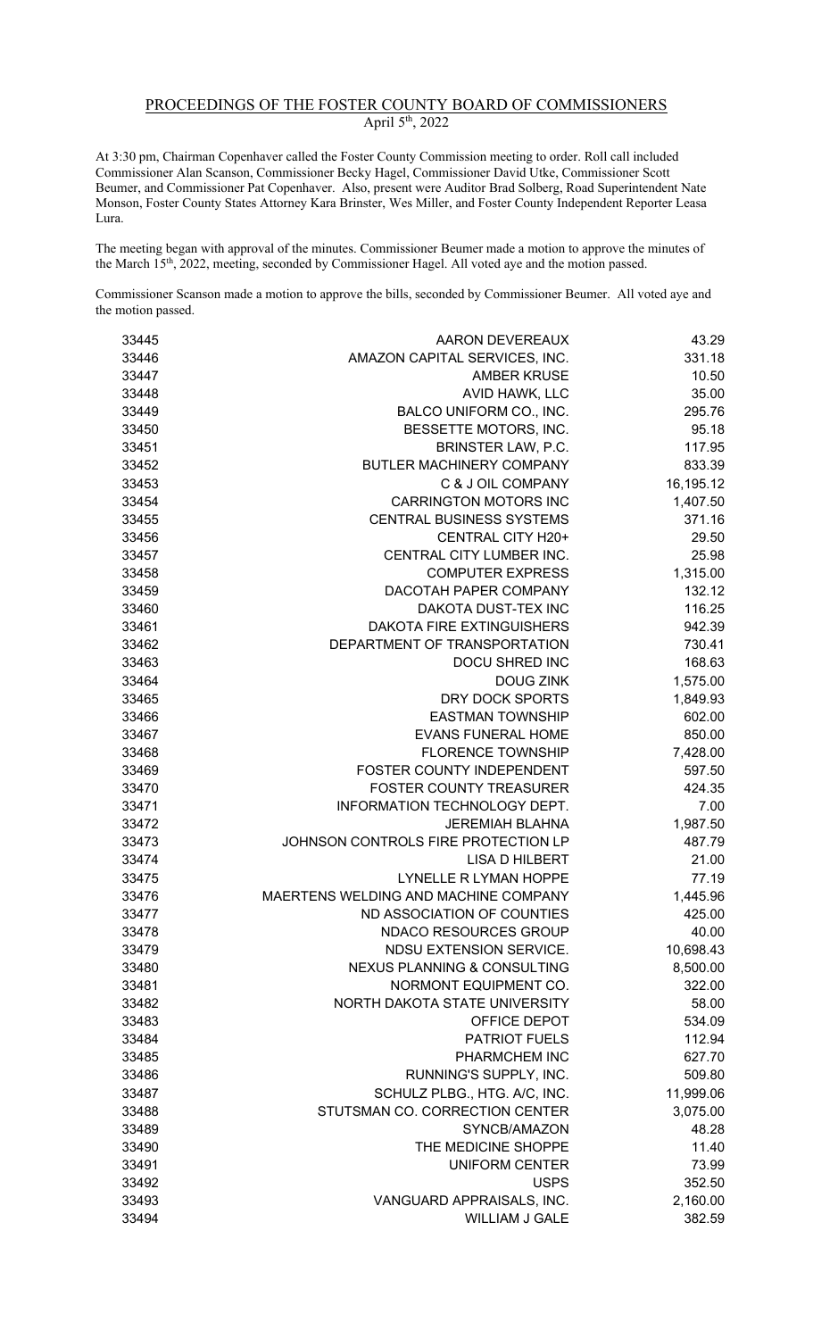# PROCEEDINGS OF THE FOSTER COUNTY BOARD OF COMMISSIONERS

April 5th, 2022

At 3:30 pm, Chairman Copenhaver called the Foster County Commission meeting to order. Roll call included Commissioner Alan Scanson, Commissioner Becky Hagel, Commissioner David Utke, Commissioner Scott Beumer, and Commissioner Pat Copenhaver. Also, present were Auditor Brad Solberg, Road Superintendent Nate Monson, Foster County States Attorney Kara Brinster, Wes Miller, and Foster County Independent Reporter Leasa Lura.

The meeting began with approval of the minutes. Commissioner Beumer made a motion to approve the minutes of the March 15th, 2022, meeting, seconded by Commissioner Hagel. All voted aye and the motion passed.

Commissioner Scanson made a motion to approve the bills, seconded by Commissioner Beumer. All voted aye and the motion passed.

| | | |
|---|---|---|
| 33445 | AARON DEVEREAUX | 43.29 |
| 33446 | AMAZON CAPITAL SERVICES, INC. | 331.18 |
| 33447 | AMBER KRUSE | 10.50 |
| 33448 | AVID HAWK, LLC | 35.00 |
| 33449 | BALCO UNIFORM CO., INC. | 295.76 |
| 33450 | BESSETTE MOTORS, INC. | 95.18 |
| 33451 | BRINSTER LAW, P.C. | 117.95 |
| 33452 | BUTLER MACHINERY COMPANY | 833.39 |
| 33453 | C & J OIL COMPANY | 16,195.12 |
| 33454 | CARRINGTON MOTORS INC | 1,407.50 |
| 33455 | CENTRAL BUSINESS SYSTEMS | 371.16 |
| 33456 | CENTRAL CITY H20+ | 29.50 |
| 33457 | CENTRAL CITY LUMBER INC. | 25.98 |
| 33458 | COMPUTER EXPRESS | 1,315.00 |
| 33459 | DACOTAH PAPER COMPANY | 132.12 |
| 33460 | DAKOTA DUST-TEX INC | 116.25 |
| 33461 | DAKOTA FIRE EXTINGUISHERS | 942.39 |
| 33462 | DEPARTMENT OF TRANSPORTATION | 730.41 |
| 33463 | DOCU SHRED INC | 168.63 |
| 33464 | DOUG ZINK | 1,575.00 |
| 33465 | DRY DOCK SPORTS | 1,849.93 |
| 33466 | EASTMAN TOWNSHIP | 602.00 |
| 33467 | EVANS FUNERAL HOME | 850.00 |
| 33468 | FLORENCE TOWNSHIP | 7,428.00 |
| 33469 | FOSTER COUNTY INDEPENDENT | 597.50 |
| 33470 | FOSTER COUNTY TREASURER | 424.35 |
| 33471 | INFORMATION TECHNOLOGY DEPT. | 7.00 |
| 33472 | JEREMIAH BLAHNA | 1,987.50 |
| 33473 | JOHNSON CONTROLS FIRE PROTECTION LP | 487.79 |
| 33474 | LISA D HILBERT | 21.00 |
| 33475 | LYNELLE R LYMAN HOPPE | 77.19 |
| 33476 | MAERTENS WELDING AND MACHINE COMPANY | 1,445.96 |
| 33477 | ND ASSOCIATION OF COUNTIES | 425.00 |
| 33478 | NDACO RESOURCES GROUP | 40.00 |
| 33479 | NDSU EXTENSION SERVICE. | 10,698.43 |
| 33480 | NEXUS PLANNING & CONSULTING | 8,500.00 |
| 33481 | NORMONT EQUIPMENT CO. | 322.00 |
| 33482 | NORTH DAKOTA STATE UNIVERSITY | 58.00 |
| 33483 | OFFICE DEPOT | 534.09 |
| 33484 | PATRIOT FUELS | 112.94 |
| 33485 | PHARMCHEM INC | 627.70 |
| 33486 | RUNNING'S SUPPLY, INC. | 509.80 |
| 33487 | SCHULZ PLBG., HTG. A/C, INC. | 11,999.06 |
| 33488 | STUTSMAN CO. CORRECTION CENTER | 3,075.00 |
| 33489 | SYNCB/AMAZON | 48.28 |
| 33490 | THE MEDICINE SHOPPE | 11.40 |
| 33491 | UNIFORM CENTER | 73.99 |
| 33492 | USPS | 352.50 |
| 33493 | VANGUARD APPRAISALS, INC. | 2,160.00 |
| 33494 | WILLIAM J GALE | 382.59 |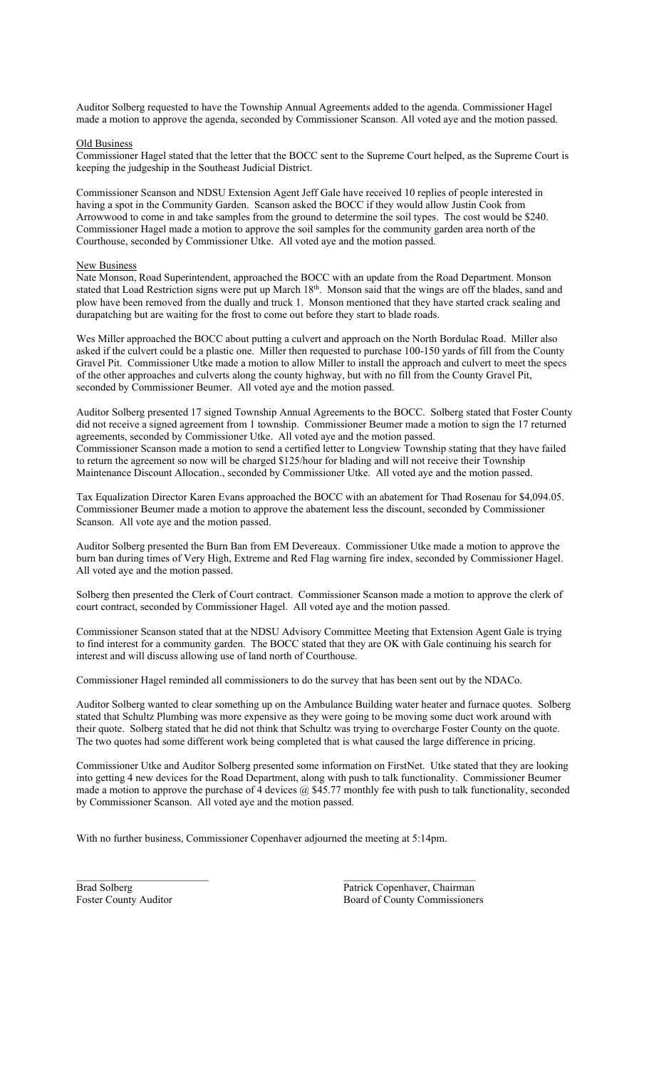Auditor Solberg requested to have the Township Annual Agreements added to the agenda. Commissioner Hagel made a motion to approve the agenda, seconded by Commissioner Scanson. All voted aye and the motion passed.

Old Business

Commissioner Hagel stated that the letter that the BOCC sent to the Supreme Court helped, as the Supreme Court is keeping the judgeship in the Southeast Judicial District.

Commissioner Scanson and NDSU Extension Agent Jeff Gale have received 10 replies of people interested in having a spot in the Community Garden. Scanson asked the BOCC if they would allow Justin Cook from Arrowwood to come in and take samples from the ground to determine the soil types. The cost would be $240. Commissioner Hagel made a motion to approve the soil samples for the community garden area north of the Courthouse, seconded by Commissioner Utke. All voted aye and the motion passed.

New Business

Nate Monson, Road Superintendent, approached the BOCC with an update from the Road Department. Monson stated that Load Restriction signs were put up March 18th. Monson said that the wings are off the blades, sand and plow have been removed from the dually and truck 1. Monson mentioned that they have started crack sealing and durapatching but are waiting for the frost to come out before they start to blade roads.

Wes Miller approached the BOCC about putting a culvert and approach on the North Bordulac Road. Miller also asked if the culvert could be a plastic one. Miller then requested to purchase 100-150 yards of fill from the County Gravel Pit. Commissioner Utke made a motion to allow Miller to install the approach and culvert to meet the specs of the other approaches and culverts along the county highway, but with no fill from the County Gravel Pit, seconded by Commissioner Beumer. All voted aye and the motion passed.

Auditor Solberg presented 17 signed Township Annual Agreements to the BOCC. Solberg stated that Foster County did not receive a signed agreement from 1 township. Commissioner Beumer made a motion to sign the 17 returned agreements, seconded by Commissioner Utke. All voted aye and the motion passed.
Commissioner Scanson made a motion to send a certified letter to Longview Township stating that they have failed to return the agreement so now will be charged $125/hour for blading and will not receive their Township Maintenance Discount Allocation., seconded by Commissioner Utke. All voted aye and the motion passed.

Tax Equalization Director Karen Evans approached the BOCC with an abatement for Thad Rosenau for $4,094.05. Commissioner Beumer made a motion to approve the abatement less the discount, seconded by Commissioner Scanson. All vote aye and the motion passed.

Auditor Solberg presented the Burn Ban from EM Devereaux. Commissioner Utke made a motion to approve the burn ban during times of Very High, Extreme and Red Flag warning fire index, seconded by Commissioner Hagel. All voted aye and the motion passed.

Solberg then presented the Clerk of Court contract. Commissioner Scanson made a motion to approve the clerk of court contract, seconded by Commissioner Hagel. All voted aye and the motion passed.

Commissioner Scanson stated that at the NDSU Advisory Committee Meeting that Extension Agent Gale is trying to find interest for a community garden. The BOCC stated that they are OK with Gale continuing his search for interest and will discuss allowing use of land north of Courthouse.

Commissioner Hagel reminded all commissioners to do the survey that has been sent out by the NDACo.

Auditor Solberg wanted to clear something up on the Ambulance Building water heater and furnace quotes. Solberg stated that Schultz Plumbing was more expensive as they were going to be moving some duct work around with their quote. Solberg stated that he did not think that Schultz was trying to overcharge Foster County on the quote. The two quotes had some different work being completed that is what caused the large difference in pricing.

Commissioner Utke and Auditor Solberg presented some information on FirstNet. Utke stated that they are looking into getting 4 new devices for the Road Department, along with push to talk functionality. Commissioner Beumer made a motion to approve the purchase of 4 devices @ $45.77 monthly fee with push to talk functionality, seconded by Commissioner Scanson. All voted aye and the motion passed.

With no further business, Commissioner Copenhaver adjourned the meeting at 5:14pm.

| | |
|---|---|
| ______________________ | ______________________ |
| Brad Solberg | Patrick Copenhaver, Chairman |
| Foster County Auditor | Board of County Commissioners |